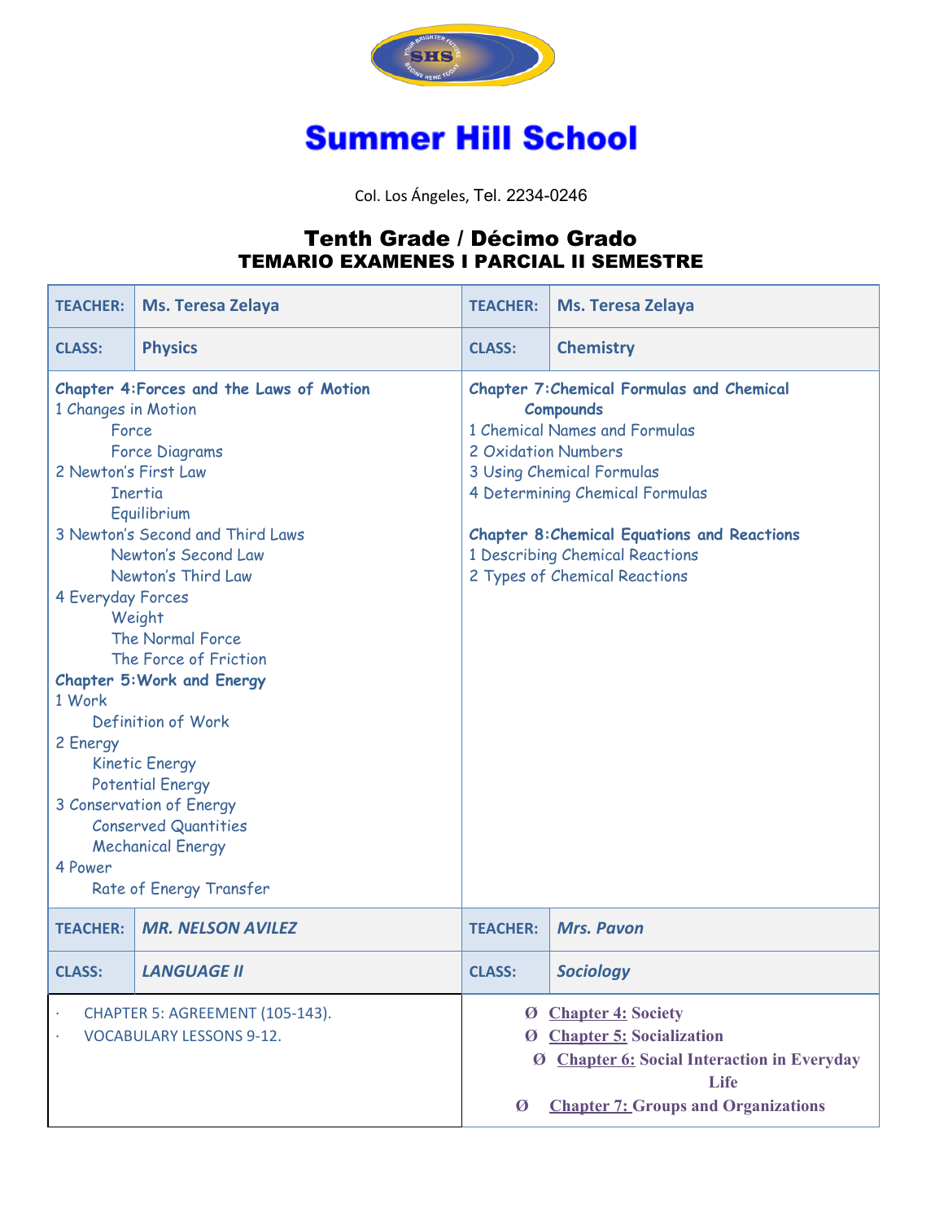# Summer Hill School

Col. Los Ángeles, Tel. 2234-0246

## Tenth Grade / Décimo Grado
### TEMARIO EXAMENES I PARCIAL II SEMESTRE

| TEACHER: | Ms. Teresa Zelaya | TEACHER: | Ms. Teresa Zelaya |
|---|---|---|---|
| CLASS: | Physics | CLASS: | Chemistry |

**Physics**

**Chapter 4: Forces and the Laws of Motion**

1 Changes in Motion
- Force
- Force Diagrams

2 Newton's First Law
- Inertia
- Equilibrium

3 Newton's Second and Third Laws
- Newton's Second Law
- Newton's Third Law

4 Everyday Forces
- Weight
- The Normal Force
- The Force of Friction

**Chapter 5: Work and Energy**

1 Work
- Definition of Work

2 Energy
- Kinetic Energy
- Potential Energy

3 Conservation of Energy
- Conserved Quantities
- Mechanical Energy

4 Power
- Rate of Energy Transfer

**Chemistry**

**Chapter 7: Chemical Formulas and Chemical Compounds**

1 Chemical Names and Formulas
2 Oxidation Numbers
3 Using Chemical Formulas
4 Determining Chemical Formulas

**Chapter 8: Chemical Equations and Reactions**

1 Describing Chemical Reactions
2 Types of Chemical Reactions

| TEACHER: | *MR. NELSON AVILEZ* | TEACHER: | *Mrs. Pavon* |
|---|---|---|---|
| CLASS: | *LANGUAGE II* | CLASS: | *Sociology* |

**Language II**

- CHAPTER 5: AGREEMENT (105-143).
- VOCABULARY LESSONS 9-12.

**Sociology**

- **Chapter 4:** Society
- **Chapter 5:** Socialization
- **Chapter 6:** Social Interaction in Everyday Life
- **Chapter 7:** Groups and Organizations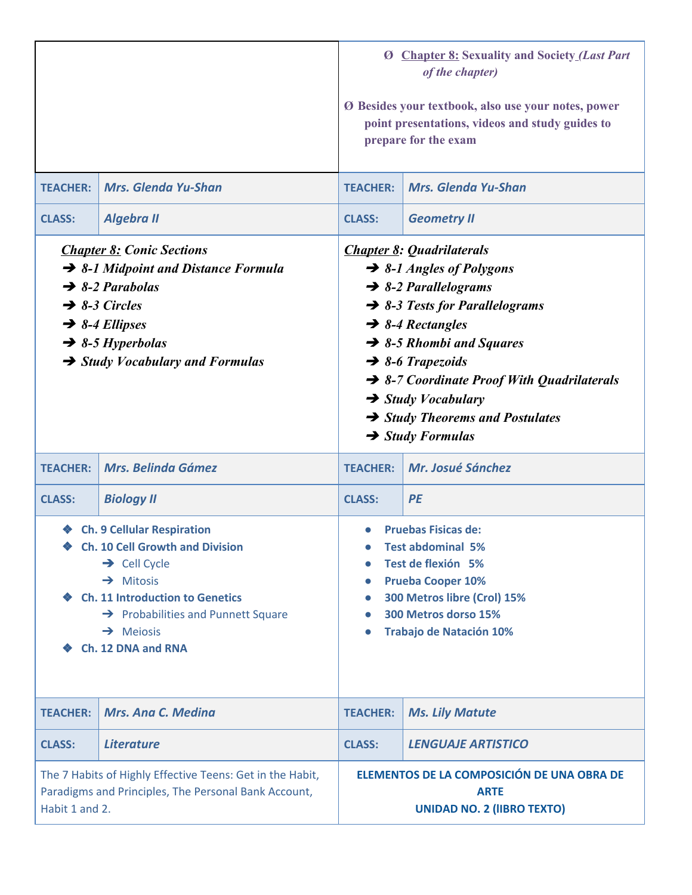- **Chapter 8:** **Sexuality and Society** *(Last Part of the chapter)*

- **Besides your textbook, also use your notes, power point presentations, videos and study guides to prepare for the exam**

| TEACHER: | Mrs. Glenda Yu-Shan |
|---|---|
| CLASS: | Algebra II |

***Chapter 8:*** ***Conic Sections***

- ***8-1 Midpoint and Distance Formula***
- ***8-2 Parabolas***
- ***8-3 Circles***
- ***8-4 Ellipses***
- ***8-5 Hyperbolas***
- ***Study Vocabulary and Formulas***

| TEACHER: | Mrs. Glenda Yu-Shan |
|---|---|
| CLASS: | Geometry II |

***Chapter 8****: Quadrilaterals*

- ***8-1 Angles of Polygons***
- ***8-2 Parallelograms***
- ***8-3 Tests for Parallelograms***
- ***8-4 Rectangles***
- ***8-5 Rhombi and Squares***
- ***8-6 Trapezoids***
- ***8-7 Coordinate Proof With Quadrilaterals***
- ***Study Vocabulary***
- ***Study Theorems and Postulates***
- ***Study Formulas***

| TEACHER: | Mrs. Belinda Gámez |
|---|---|
| CLASS: | Biology II |

- **Ch. 9 Cellular Respiration**
- **Ch. 10 Cell Growth and Division**
  - Cell Cycle
  - Mitosis
- **Ch. 11 Introduction to Genetics**
  - Probabilities and Punnett Square
  - Meiosis
- **Ch. 12 DNA and RNA**

| TEACHER: | Mr. Josué Sánchez |
|---|---|
| CLASS: | PE |

- **Pruebas Fisicas de:**
- **Test abdominal 5%**
- **Test de flexión 5%**
- **Prueba Cooper 10%**
- **300 Metros libre (Crol) 15%**
- **300 Metros dorso 15%**
- **Trabajo de Natación 10%**

| TEACHER: | Mrs. Ana C. Medina |
|---|---|
| CLASS: | Literature |

The 7 Habits of Highly Effective Teens: Get in the Habit, Paradigms and Principles, The Personal Bank Account, Habit 1 and 2.

| TEACHER: | Ms. Lily Matute |
|---|---|
| CLASS: | LENGUAJE ARTISTICO |

**ELEMENTOS DE LA COMPOSICIÓN DE UNA OBRA DE ARTE**
**UNIDAD NO. 2 (lIBRO TEXTO)**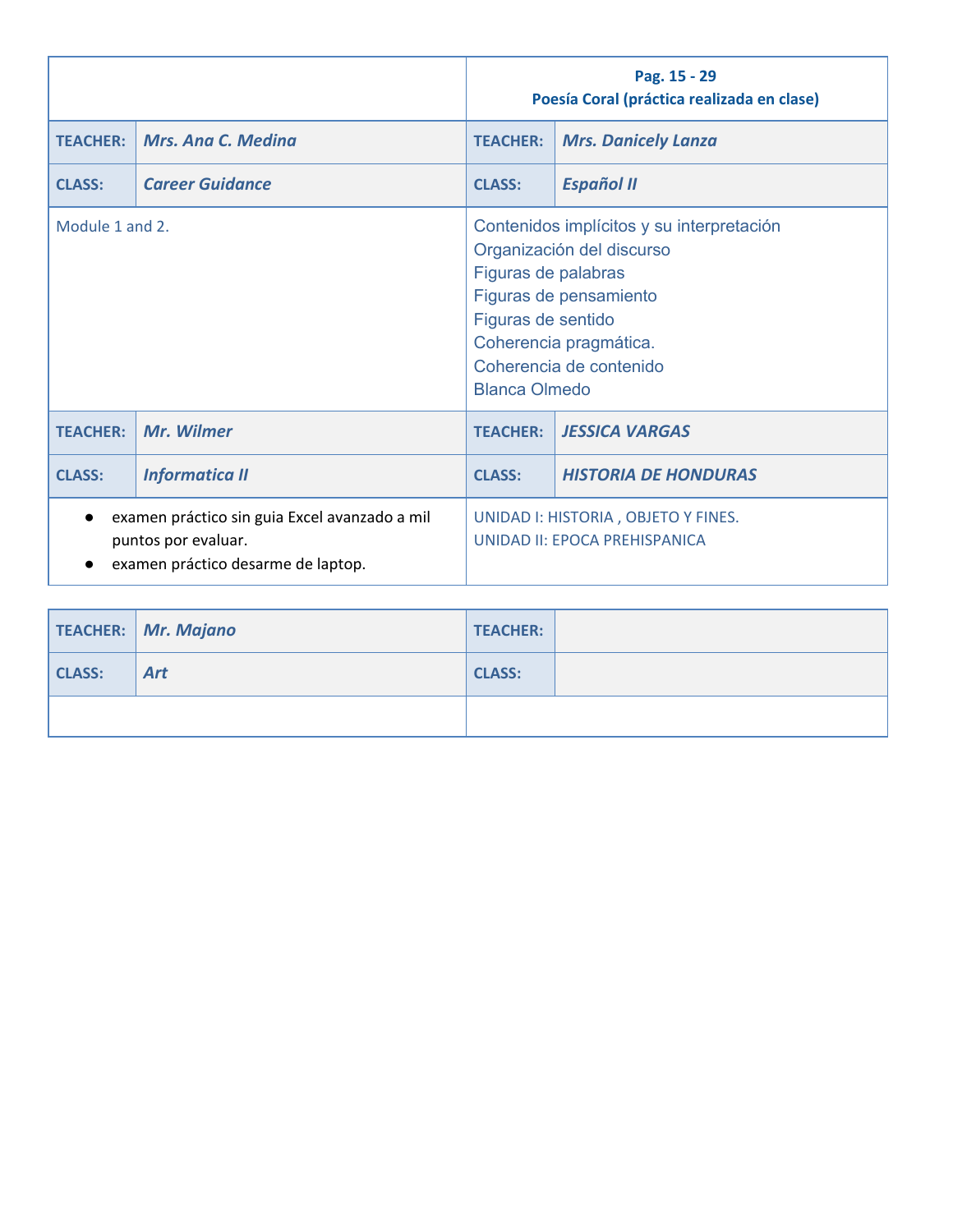| | | | |
|---|---|---|---|
| | | **Pag. 15 - 29**<br>**Poesía Coral (práctica realizada en clase)** | |
| **TEACHER:** | ***Mrs. Ana C. Medina*** | **TEACHER:** | ***Mrs. Danicely Lanza*** |
| **CLASS:** | ***Career Guidance*** | **CLASS:** | ***Español II*** |
| Module 1 and 2. | | Contenidos implícitos y su interpretación<br>Organización del discurso<br>Figuras de palabras<br>Figuras de pensamiento<br>Figuras de sentido<br>Coherencia pragmática.<br>Coherencia de contenido<br>Blanca Olmedo | |
| **TEACHER:** | ***Mr. Wilmer*** | **TEACHER:** | ***JESSICA VARGAS*** |
| **CLASS:** | ***Informatica II*** | **CLASS:** | ***HISTORIA DE HONDURAS*** |
| • examen práctico sin guia Excel avanzado a mil puntos por evaluar.<br>• examen práctico desarme de laptop. | | UNIDAD I: HISTORIA , OBJETO Y FINES.<br>UNIDAD II: EPOCA PREHISPANICA | |

| | | | |
|---|---|---|---|
| **TEACHER:** | ***Mr. Majano*** | **TEACHER:** | |
| **CLASS:** | ***Art*** | **CLASS:** | |
| | | | |